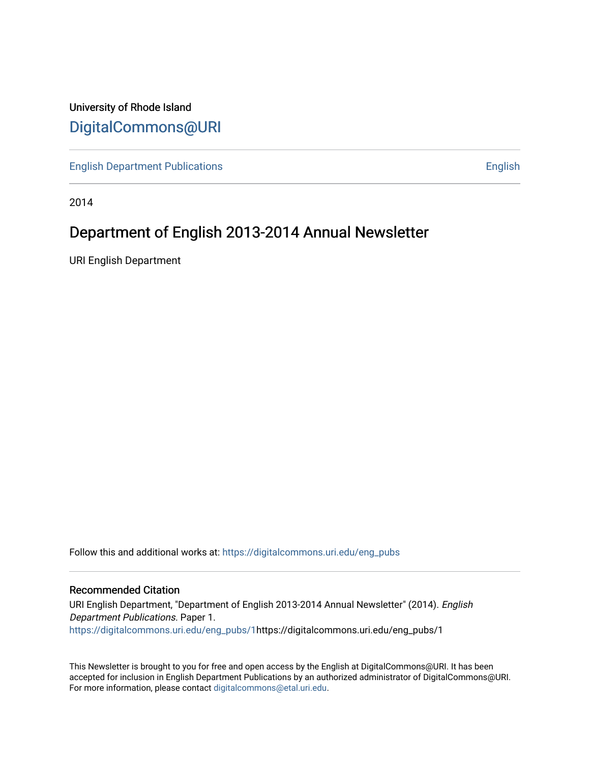University of Rhode Island

# DigitalCommons@URI

English Department Publications | English

2014

## Department of English 2013-2014 Annual Newsletter

URI English Department

Follow this and additional works at: https://digitalcommons.uri.edu/eng_pubs

### Recommended Citation

URI English Department, "Department of English 2013-2014 Annual Newsletter" (2014). *English Department Publications*. Paper 1.
https://digitalcommons.uri.edu/eng_pubs/1https://digitalcommons.uri.edu/eng_pubs/1

This Newsletter is brought to you for free and open access by the English at DigitalCommons@URI. It has been accepted for inclusion in English Department Publications by an authorized administrator of DigitalCommons@URI. For more information, please contact digitalcommons@etal.uri.edu.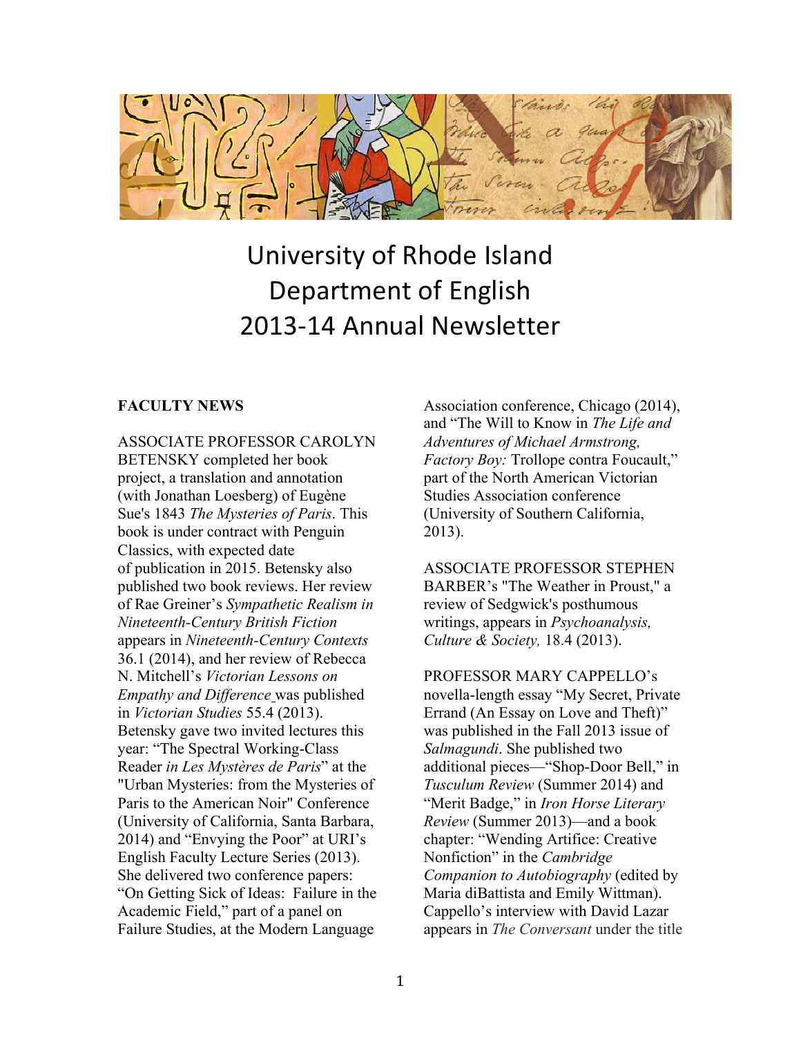# University of Rhode Island Department of English 2013-14 Annual Newsletter

## FACULTY NEWS

ASSOCIATE PROFESSOR CAROLYN BETENSKY completed her book project, a translation and annotation (with Jonathan Loesberg) of Eugène Sue's 1843 *The Mysteries of Paris*. This book is under contract with Penguin Classics, with expected date of publication in 2015. Betensky also published two book reviews. Her review of Rae Greiner's *Sympathetic Realism in Nineteenth-Century British Fiction* appears in *Nineteenth-Century Contexts* 36.1 (2014), and her review of Rebecca N. Mitchell's *Victorian Lessons on Empathy and Difference* was published in *Victorian Studies* 55.4 (2013). Betensky gave two invited lectures this year: "The Spectral Working-Class Reader *in Les Mystères de Paris*" at the "Urban Mysteries: from the Mysteries of Paris to the American Noir" Conference (University of California, Santa Barbara, 2014) and "Envying the Poor" at URI's English Faculty Lecture Series (2013). She delivered two conference papers: "On Getting Sick of Ideas: Failure in the Academic Field," part of a panel on Failure Studies, at the Modern Language Association conference, Chicago (2014), and "The Will to Know in *The Life and Adventures of Michael Armstrong, Factory Boy:* Trollope contra Foucault," part of the North American Victorian Studies Association conference (University of Southern California, 2013).

ASSOCIATE PROFESSOR STEPHEN BARBER's "The Weather in Proust," a review of Sedgwick's posthumous writings, appears in *Psychoanalysis, Culture & Society,* 18.4 (2013).

PROFESSOR MARY CAPPELLO's novella-length essay "My Secret, Private Errand (An Essay on Love and Theft)" was published in the Fall 2013 issue of *Salmagundi*. She published two additional pieces—"Shop-Door Bell," in *Tusculum Review* (Summer 2014) and "Merit Badge," in *Iron Horse Literary Review* (Summer 2013)—and a book chapter: "Wending Artifice: Creative Nonfiction" in the *Cambridge Companion to Autobiography* (edited by Maria diBattista and Emily Wittman). Cappello's interview with David Lazar appears in *The Conversant* under the title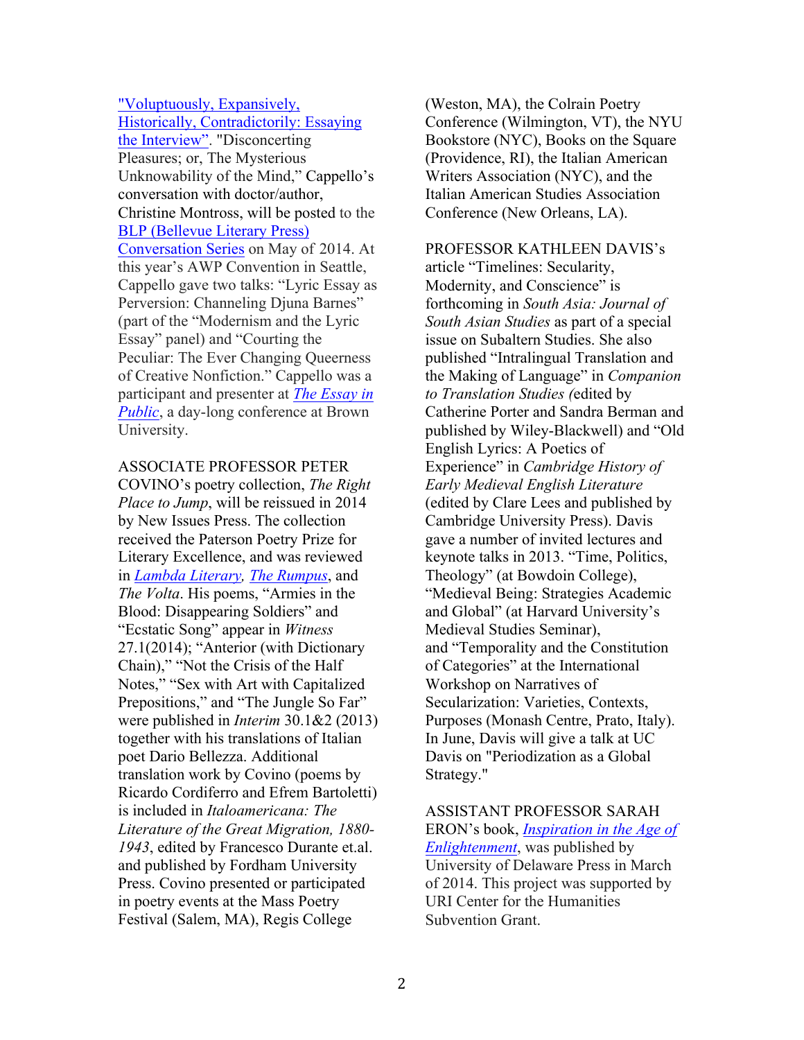"Voluptuously, Expansively, Historically, Contradictorily: Essaying the Interview". "Disconcerting Pleasures; or, The Mysterious Unknowability of the Mind," Cappello's conversation with doctor/author, Christine Montross, will be posted to the BLP (Bellevue Literary Press) Conversation Series on May of 2014. At this year's AWP Convention in Seattle, Cappello gave two talks: "Lyric Essay as Perversion: Channeling Djuna Barnes" (part of the "Modernism and the Lyric Essay" panel) and "Courting the Peculiar: The Ever Changing Queerness of Creative Nonfiction." Cappello was a participant and presenter at *The Essay in Public*, a day-long conference at Brown University.

ASSOCIATE PROFESSOR PETER COVINO's poetry collection, *The Right Place to Jump*, will be reissued in 2014 by New Issues Press. The collection received the Paterson Poetry Prize for Literary Excellence, and was reviewed in *Lambda Literary, The Rumpus*, and *The Volta*. His poems, "Armies in the Blood: Disappearing Soldiers" and "Ecstatic Song" appear in *Witness* 27.1(2014); "Anterior (with Dictionary Chain)," "Not the Crisis of the Half Notes," "Sex with Art with Capitalized Prepositions," and "The Jungle So Far" were published in *Interim* 30.1&2 (2013) together with his translations of Italian poet Dario Bellezza. Additional translation work by Covino (poems by Ricardo Cordiferro and Efrem Bartoletti) is included in *Italoamericana: The Literature of the Great Migration, 1880-1943*, edited by Francesco Durante et.al. and published by Fordham University Press. Covino presented or participated in poetry events at the Mass Poetry Festival (Salem, MA), Regis College (Weston, MA), the Colrain Poetry Conference (Wilmington, VT), the NYU Bookstore (NYC), Books on the Square (Providence, RI), the Italian American Writers Association (NYC), and the Italian American Studies Association Conference (New Orleans, LA).

PROFESSOR KATHLEEN DAVIS's article "Timelines: Secularity, Modernity, and Conscience" is forthcoming in *South Asia: Journal of South Asian Studies* as part of a special issue on Subaltern Studies. She also published "Intralingual Translation and the Making of Language" in *Companion to Translation Studies (*edited by Catherine Porter and Sandra Berman and published by Wiley-Blackwell) and "Old English Lyrics: A Poetics of Experience" in *Cambridge History of Early Medieval English Literature* (edited by Clare Lees and published by Cambridge University Press). Davis gave a number of invited lectures and keynote talks in 2013. "Time, Politics, Theology" (at Bowdoin College), "Medieval Being: Strategies Academic and Global" (at Harvard University's Medieval Studies Seminar), and "Temporality and the Constitution of Categories" at the International Workshop on Narratives of Secularization: Varieties, Contexts, Purposes (Monash Centre, Prato, Italy). In June, Davis will give a talk at UC Davis on "Periodization as a Global Strategy."

ASSISTANT PROFESSOR SARAH ERON's book, *Inspiration in the Age of Enlightenment*, was published by University of Delaware Press in March of 2014. This project was supported by URI Center for the Humanities Subvention Grant.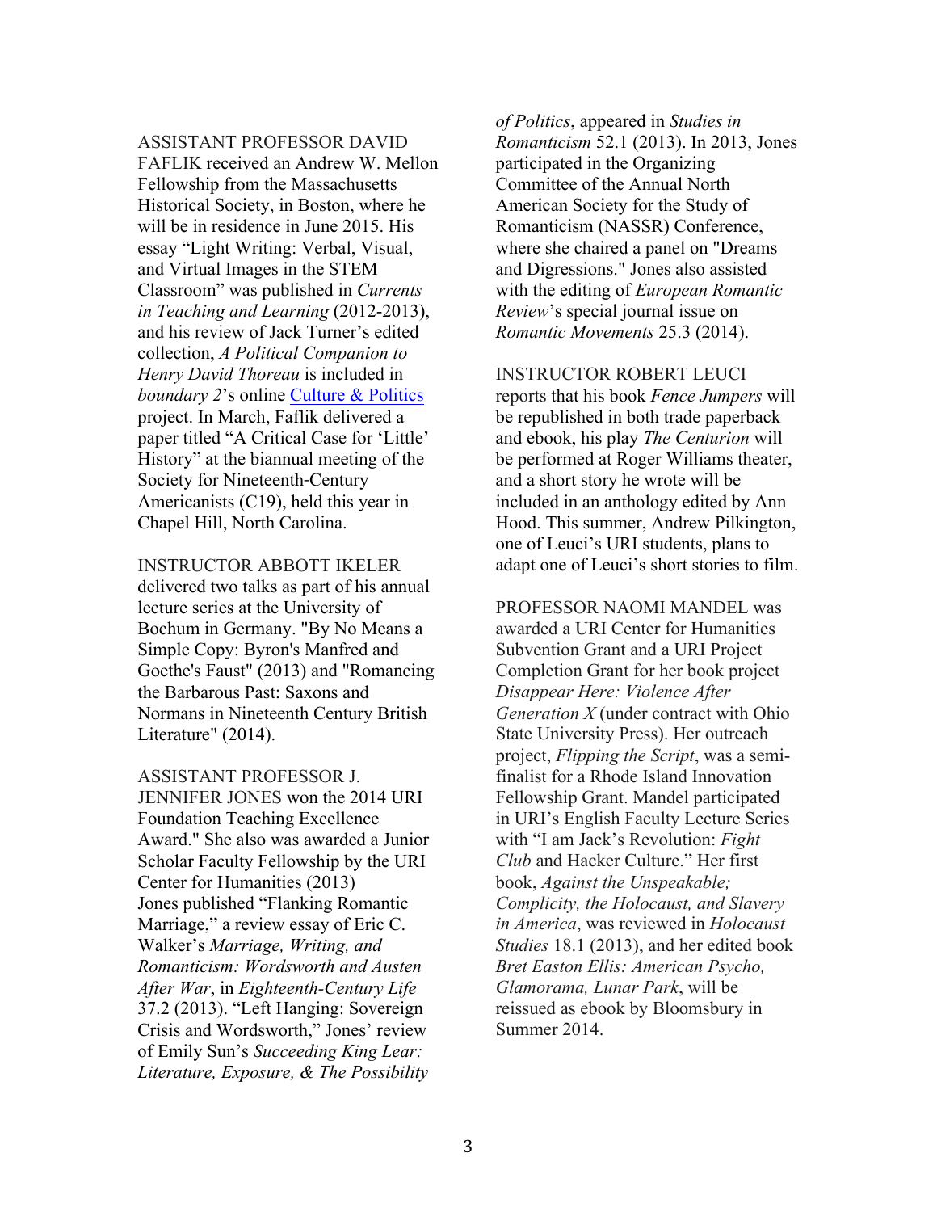ASSISTANT PROFESSOR DAVID FAFLIK received an Andrew W. Mellon Fellowship from the Massachusetts Historical Society, in Boston, where he will be in residence in June 2015. His essay "Light Writing: Verbal, Visual, and Virtual Images in the STEM Classroom" was published in *Currents in Teaching and Learning* (2012-2013), and his review of Jack Turner's edited collection, *A Political Companion to Henry David Thoreau* is included in *boundary 2*'s online Culture & Politics project. In March, Faflik delivered a paper titled "A Critical Case for 'Little' History" at the biannual meeting of the Society for Nineteenth-Century Americanists (C19), held this year in Chapel Hill, North Carolina.

INSTRUCTOR ABBOTT IKELER delivered two talks as part of his annual lecture series at the University of Bochum in Germany. "By No Means a Simple Copy: Byron's Manfred and Goethe's Faust" (2013) and "Romancing the Barbarous Past: Saxons and Normans in Nineteenth Century British Literature" (2014).

ASSISTANT PROFESSOR J. JENNIFER JONES won the 2014 URI Foundation Teaching Excellence Award." She also was awarded a Junior Scholar Faculty Fellowship by the URI Center for Humanities (2013) Jones published "Flanking Romantic Marriage," a review essay of Eric C. Walker's *Marriage, Writing, and Romanticism: Wordsworth and Austen After War*, in *Eighteenth-Century Life* 37.2 (2013). "Left Hanging: Sovereign Crisis and Wordsworth," Jones' review of Emily Sun's *Succeeding King Lear: Literature, Exposure, & The Possibility of Politics*, appeared in *Studies in Romanticism* 52.1 (2013). In 2013, Jones participated in the Organizing Committee of the Annual North American Society for the Study of Romanticism (NASSR) Conference, where she chaired a panel on "Dreams and Digressions." Jones also assisted with the editing of *European Romantic Review*'s special journal issue on *Romantic Movements* 25.3 (2014).

INSTRUCTOR ROBERT LEUCI reports that his book *Fence Jumpers* will be republished in both trade paperback and ebook, his play *The Centurion* will be performed at Roger Williams theater, and a short story he wrote will be included in an anthology edited by Ann Hood. This summer, Andrew Pilkington, one of Leuci's URI students, plans to adapt one of Leuci's short stories to film.

PROFESSOR NAOMI MANDEL was awarded a URI Center for Humanities Subvention Grant and a URI Project Completion Grant for her book project *Disappear Here: Violence After Generation X* (under contract with Ohio State University Press). Her outreach project, *Flipping the Script*, was a semi-finalist for a Rhode Island Innovation Fellowship Grant. Mandel participated in URI's English Faculty Lecture Series with "I am Jack's Revolution: *Fight Club* and Hacker Culture." Her first book, *Against the Unspeakable; Complicity, the Holocaust, and Slavery in America*, was reviewed in *Holocaust Studies* 18.1 (2013), and her edited book *Bret Easton Ellis: American Psycho, Glamorama, Lunar Park*, will be reissued as ebook by Bloomsbury in Summer 2014.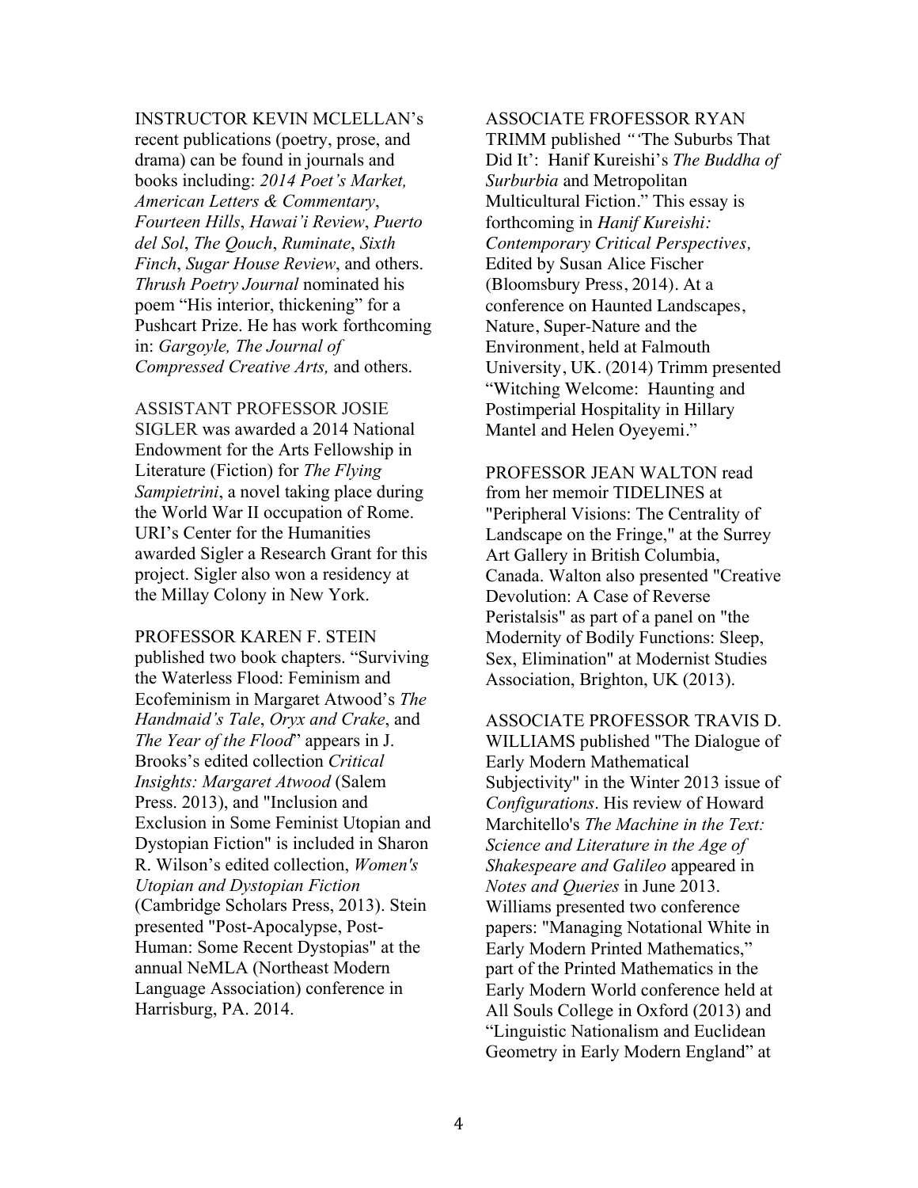INSTRUCTOR KEVIN MCLELLAN's recent publications (poetry, prose, and drama) can be found in journals and books including: *2014 Poet's Market, American Letters & Commentary*, *Fourteen Hills*, *Hawai'i Review*, *Puerto del Sol*, *The Qouch*, *Ruminate*, *Sixth Finch*, *Sugar House Review*, and others. *Thrush Poetry Journal* nominated his poem "His interior, thickening" for a Pushcart Prize. He has work forthcoming in: *Gargoyle, The Journal of Compressed Creative Arts,* and others.

ASSISTANT PROFESSOR JOSIE SIGLER was awarded a 2014 National Endowment for the Arts Fellowship in Literature (Fiction) for *The Flying Sampietrini*, a novel taking place during the World War II occupation of Rome. URI's Center for the Humanities awarded Sigler a Research Grant for this project. Sigler also won a residency at the Millay Colony in New York.

PROFESSOR KAREN F. STEIN published two book chapters. "Surviving the Waterless Flood: Feminism and Ecofeminism in Margaret Atwood's *The Handmaid's Tale*, *Oryx and Crake*, and *The Year of the Flood*" appears in J. Brooks's edited collection *Critical Insights: Margaret Atwood* (Salem Press. 2013), and "Inclusion and Exclusion in Some Feminist Utopian and Dystopian Fiction" is included in Sharon R. Wilson's edited collection, *Women's Utopian and Dystopian Fiction* (Cambridge Scholars Press, 2013). Stein presented "Post-Apocalypse, Post-Human: Some Recent Dystopias" at the annual NeMLA (Northeast Modern Language Association) conference in Harrisburg, PA. 2014.

ASSOCIATE FROFESSOR RYAN TRIMM published *"*'The Suburbs That Did It': Hanif Kureishi's *The Buddha of Surburbia* and Metropolitan Multicultural Fiction." This essay is forthcoming in *Hanif Kureishi: Contemporary Critical Perspectives,* Edited by Susan Alice Fischer (Bloomsbury Press, 2014). At a conference on Haunted Landscapes, Nature, Super-Nature and the Environment, held at Falmouth University, UK. (2014) Trimm presented "Witching Welcome: Haunting and Postimperial Hospitality in Hillary Mantel and Helen Oyeyemi."

PROFESSOR JEAN WALTON read from her memoir TIDELINES at "Peripheral Visions: The Centrality of Landscape on the Fringe," at the Surrey Art Gallery in British Columbia, Canada. Walton also presented "Creative Devolution: A Case of Reverse Peristalsis" as part of a panel on "the Modernity of Bodily Functions: Sleep, Sex, Elimination" at Modernist Studies Association, Brighton, UK (2013).

ASSOCIATE PROFESSOR TRAVIS D. WILLIAMS published "The Dialogue of Early Modern Mathematical Subjectivity" in the Winter 2013 issue of *Configurations*. His review of Howard Marchitello's *The Machine in the Text: Science and Literature in the Age of Shakespeare and Galileo* appeared in *Notes and Queries* in June 2013. Williams presented two conference papers: "Managing Notational White in Early Modern Printed Mathematics," part of the Printed Mathematics in the Early Modern World conference held at All Souls College in Oxford (2013) and "Linguistic Nationalism and Euclidean Geometry in Early Modern England" at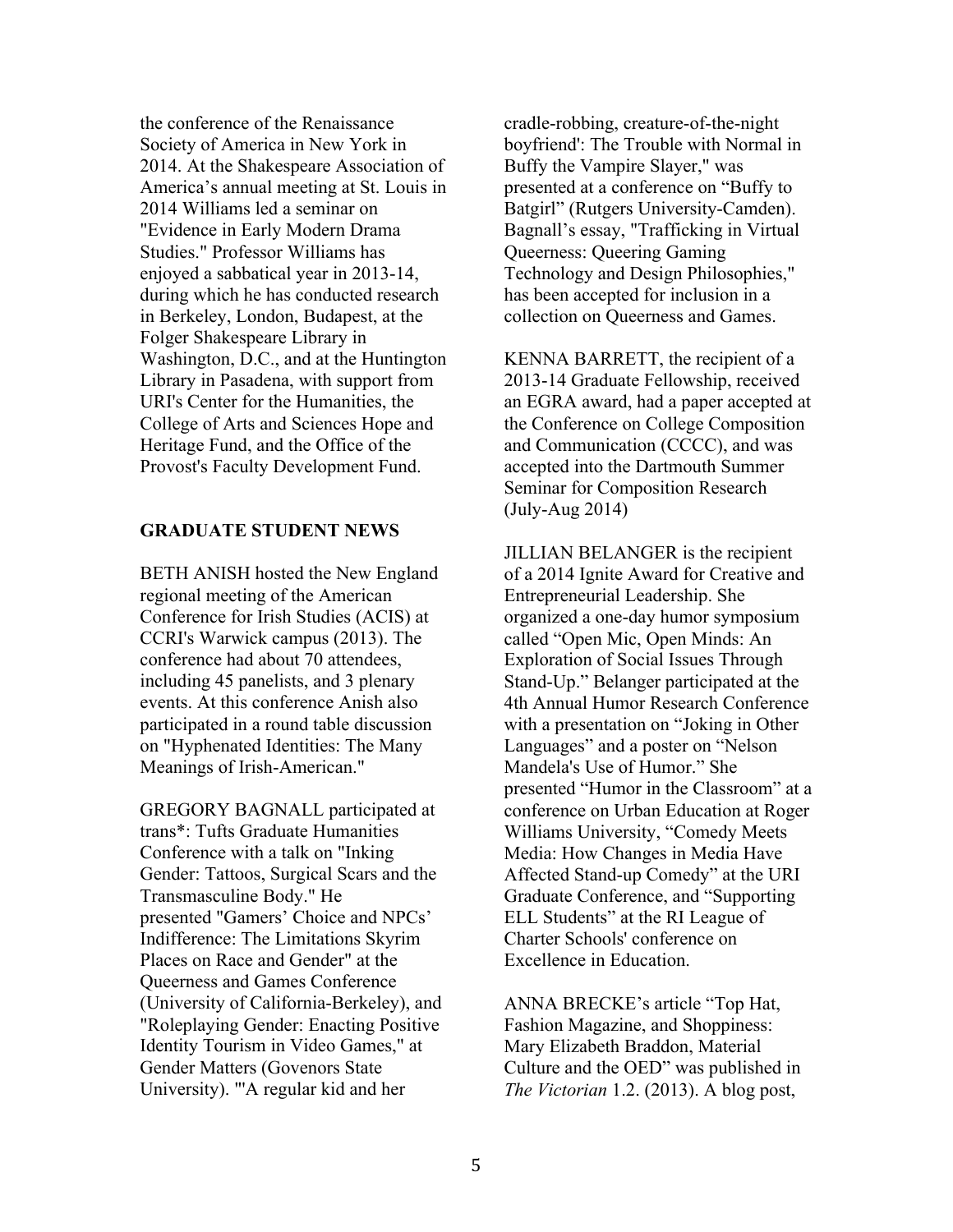the conference of the Renaissance Society of America in New York in 2014. At the Shakespeare Association of America's annual meeting at St. Louis in 2014 Williams led a seminar on "Evidence in Early Modern Drama Studies." Professor Williams has enjoyed a sabbatical year in 2013-14, during which he has conducted research in Berkeley, London, Budapest, at the Folger Shakespeare Library in Washington, D.C., and at the Huntington Library in Pasadena, with support from URI's Center for the Humanities, the College of Arts and Sciences Hope and Heritage Fund, and the Office of the Provost's Faculty Development Fund.

**GRADUATE STUDENT NEWS**

BETH ANISH hosted the New England regional meeting of the American Conference for Irish Studies (ACIS) at CCRI's Warwick campus (2013). The conference had about 70 attendees, including 45 panelists, and 3 plenary events. At this conference Anish also participated in a round table discussion on "Hyphenated Identities: The Many Meanings of Irish-American."

GREGORY BAGNALL participated at trans*: Tufts Graduate Humanities Conference with a talk on "Inking Gender: Tattoos, Surgical Scars and the Transmasculine Body." He presented "Gamers' Choice and NPCs' Indifference: The Limitations Skyrim Places on Race and Gender" at the Queerness and Games Conference (University of California-Berkeley), and "Roleplaying Gender: Enacting Positive Identity Tourism in Video Games," at Gender Matters (Govenors State University). "'A regular kid and her cradle-robbing, creature-of-the-night boyfriend': The Trouble with Normal in Buffy the Vampire Slayer," was presented at a conference on "Buffy to Batgirl" (Rutgers University-Camden). Bagnall's essay, "Trafficking in Virtual Queerness: Queering Gaming Technology and Design Philosophies," has been accepted for inclusion in a collection on Queerness and Games.

KENNA BARRETT, the recipient of a 2013-14 Graduate Fellowship, received an EGRA award, had a paper accepted at the Conference on College Composition and Communication (CCCC), and was accepted into the Dartmouth Summer Seminar for Composition Research (July-Aug 2014)

JILLIAN BELANGER is the recipient of a 2014 Ignite Award for Creative and Entrepreneurial Leadership. She organized a one-day humor symposium called "Open Mic, Open Minds: An Exploration of Social Issues Through Stand-Up." Belanger participated at the 4th Annual Humor Research Conference with a presentation on "Joking in Other Languages" and a poster on "Nelson Mandela's Use of Humor." She presented "Humor in the Classroom" at a conference on Urban Education at Roger Williams University, "Comedy Meets Media: How Changes in Media Have Affected Stand-up Comedy" at the URI Graduate Conference, and "Supporting ELL Students" at the RI League of Charter Schools' conference on Excellence in Education.

ANNA BRECKE's article "Top Hat, Fashion Magazine, and Shoppiness: Mary Elizabeth Braddon, Material Culture and the OED" was published in *The Victorian* 1.2. (2013). A blog post,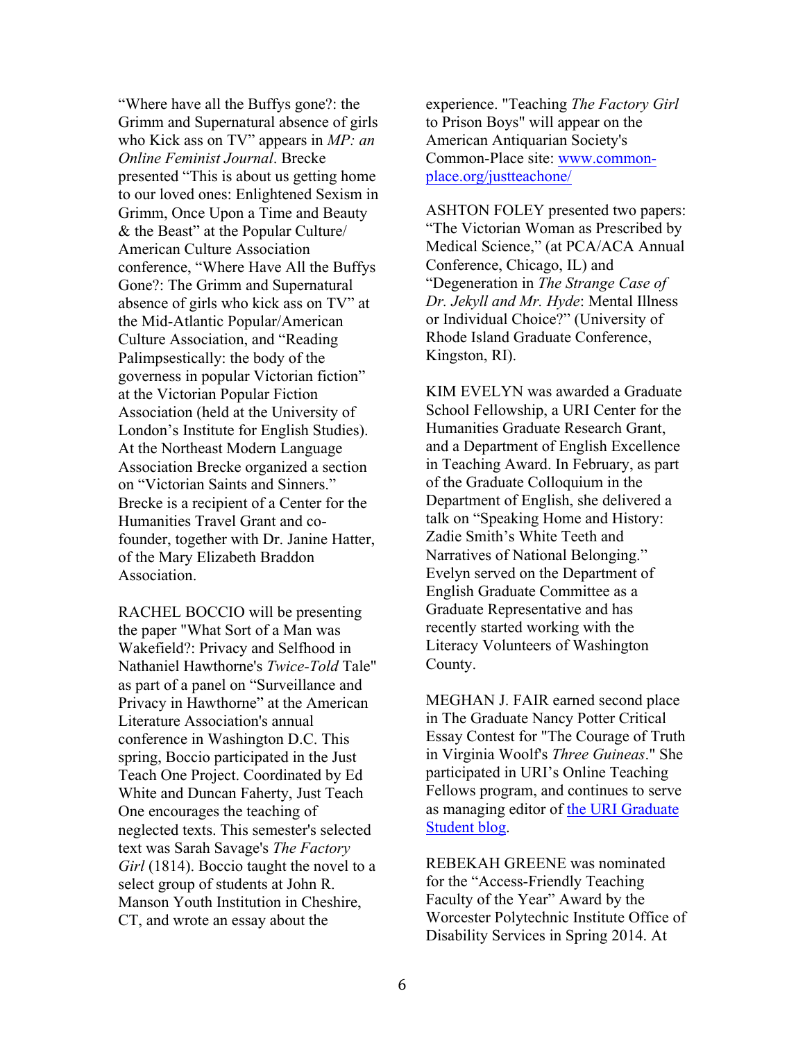"Where have all the Buffys gone?: the Grimm and Supernatural absence of girls who Kick ass on TV" appears in *MP: an Online Feminist Journal*. Brecke presented "This is about us getting home to our loved ones: Enlightened Sexism in Grimm, Once Upon a Time and Beauty & the Beast" at the Popular Culture/ American Culture Association conference, "Where Have All the Buffys Gone?: The Grimm and Supernatural absence of girls who kick ass on TV" at the Mid-Atlantic Popular/American Culture Association, and "Reading Palimpsestically: the body of the governess in popular Victorian fiction" at the Victorian Popular Fiction Association (held at the University of London's Institute for English Studies). At the Northeast Modern Language Association Brecke organized a section on "Victorian Saints and Sinners." Brecke is a recipient of a Center for the Humanities Travel Grant and co-founder, together with Dr. Janine Hatter, of the Mary Elizabeth Braddon Association.

RACHEL BOCCIO will be presenting the paper "What Sort of a Man was Wakefield?: Privacy and Selfhood in Nathaniel Hawthorne's *Twice-Told* Tale" as part of a panel on "Surveillance and Privacy in Hawthorne" at the American Literature Association's annual conference in Washington D.C. This spring, Boccio participated in the Just Teach One Project. Coordinated by Ed White and Duncan Faherty, Just Teach One encourages the teaching of neglected texts. This semester's selected text was Sarah Savage's *The Factory Girl* (1814). Boccio taught the novel to a select group of students at John R. Manson Youth Institution in Cheshire, CT, and wrote an essay about the experience. "Teaching *The Factory Girl* to Prison Boys" will appear on the American Antiquarian Society's Common-Place site: [www.common-place.org/justteachone/](www.common-place.org/justteachone/)

ASHTON FOLEY presented two papers: "The Victorian Woman as Prescribed by Medical Science," (at PCA/ACA Annual Conference, Chicago, IL) and "Degeneration in *The Strange Case of Dr. Jekyll and Mr. Hyde*: Mental Illness or Individual Choice?" (University of Rhode Island Graduate Conference, Kingston, RI).

KIM EVELYN was awarded a Graduate School Fellowship, a URI Center for the Humanities Graduate Research Grant, and a Department of English Excellence in Teaching Award. In February, as part of the Graduate Colloquium in the Department of English, she delivered a talk on "Speaking Home and History: Zadie Smith's White Teeth and Narratives of National Belonging." Evelyn served on the Department of English Graduate Committee as a Graduate Representative and has recently started working with the Literacy Volunteers of Washington County.

MEGHAN J. FAIR earned second place in The Graduate Nancy Potter Critical Essay Contest for "The Courage of Truth in Virginia Woolf's *Three Guineas*." She participated in URI's Online Teaching Fellows program, and continues to serve as managing editor of the URI Graduate Student blog.

REBEKAH GREENE was nominated for the "Access-Friendly Teaching Faculty of the Year" Award by the Worcester Polytechnic Institute Office of Disability Services in Spring 2014. At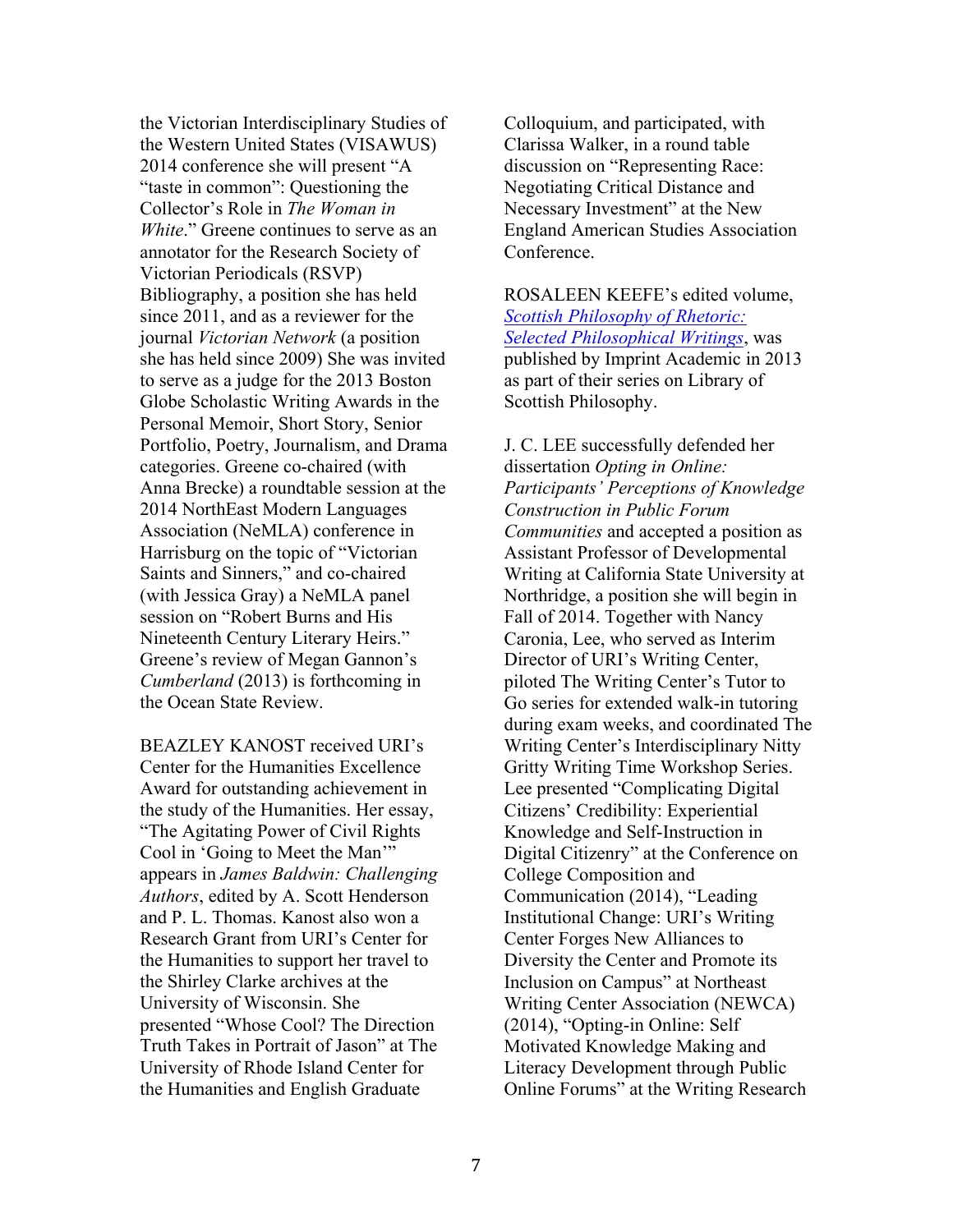the Victorian Interdisciplinary Studies of the Western United States (VISAWUS) 2014 conference she will present "A "taste in common": Questioning the Collector's Role in *The Woman in White*." Greene continues to serve as an annotator for the Research Society of Victorian Periodicals (RSVP) Bibliography, a position she has held since 2011, and as a reviewer for the journal *Victorian Network* (a position she has held since 2009) She was invited to serve as a judge for the 2013 Boston Globe Scholastic Writing Awards in the Personal Memoir, Short Story, Senior Portfolio, Poetry, Journalism, and Drama categories. Greene co-chaired (with Anna Brecke) a roundtable session at the 2014 NorthEast Modern Languages Association (NeMLA) conference in Harrisburg on the topic of "Victorian Saints and Sinners," and co-chaired (with Jessica Gray) a NeMLA panel session on "Robert Burns and His Nineteenth Century Literary Heirs." Greene's review of Megan Gannon's *Cumberland* (2013) is forthcoming in the Ocean State Review.

BEAZLEY KANOST received URI's Center for the Humanities Excellence Award for outstanding achievement in the study of the Humanities. Her essay, "The Agitating Power of Civil Rights Cool in 'Going to Meet the Man'" appears in *James Baldwin: Challenging Authors*, edited by A. Scott Henderson and P. L. Thomas. Kanost also won a Research Grant from URI's Center for the Humanities to support her travel to the Shirley Clarke archives at the University of Wisconsin. She presented "Whose Cool? The Direction Truth Takes in Portrait of Jason" at The University of Rhode Island Center for the Humanities and English Graduate Colloquium, and participated, with Clarissa Walker, in a round table discussion on "Representing Race: Negotiating Critical Distance and Necessary Investment" at the New England American Studies Association Conference.

ROSALEEN KEEFE's edited volume, *Scottish Philosophy of Rhetoric: Selected Philosophical Writings*, was published by Imprint Academic in 2013 as part of their series on Library of Scottish Philosophy.

J. C. LEE successfully defended her dissertation *Opting in Online: Participants' Perceptions of Knowledge Construction in Public Forum Communities* and accepted a position as Assistant Professor of Developmental Writing at California State University at Northridge, a position she will begin in Fall of 2014. Together with Nancy Caronia, Lee, who served as Interim Director of URI's Writing Center, piloted The Writing Center's Tutor to Go series for extended walk-in tutoring during exam weeks, and coordinated The Writing Center's Interdisciplinary Nitty Gritty Writing Time Workshop Series. Lee presented "Complicating Digital Citizens' Credibility: Experiential Knowledge and Self-Instruction in Digital Citizenry" at the Conference on College Composition and Communication (2014), "Leading Institutional Change: URI's Writing Center Forges New Alliances to Diversity the Center and Promote its Inclusion on Campus" at Northeast Writing Center Association (NEWCA) (2014), "Opting-in Online: Self Motivated Knowledge Making and Literacy Development through Public Online Forums" at the Writing Research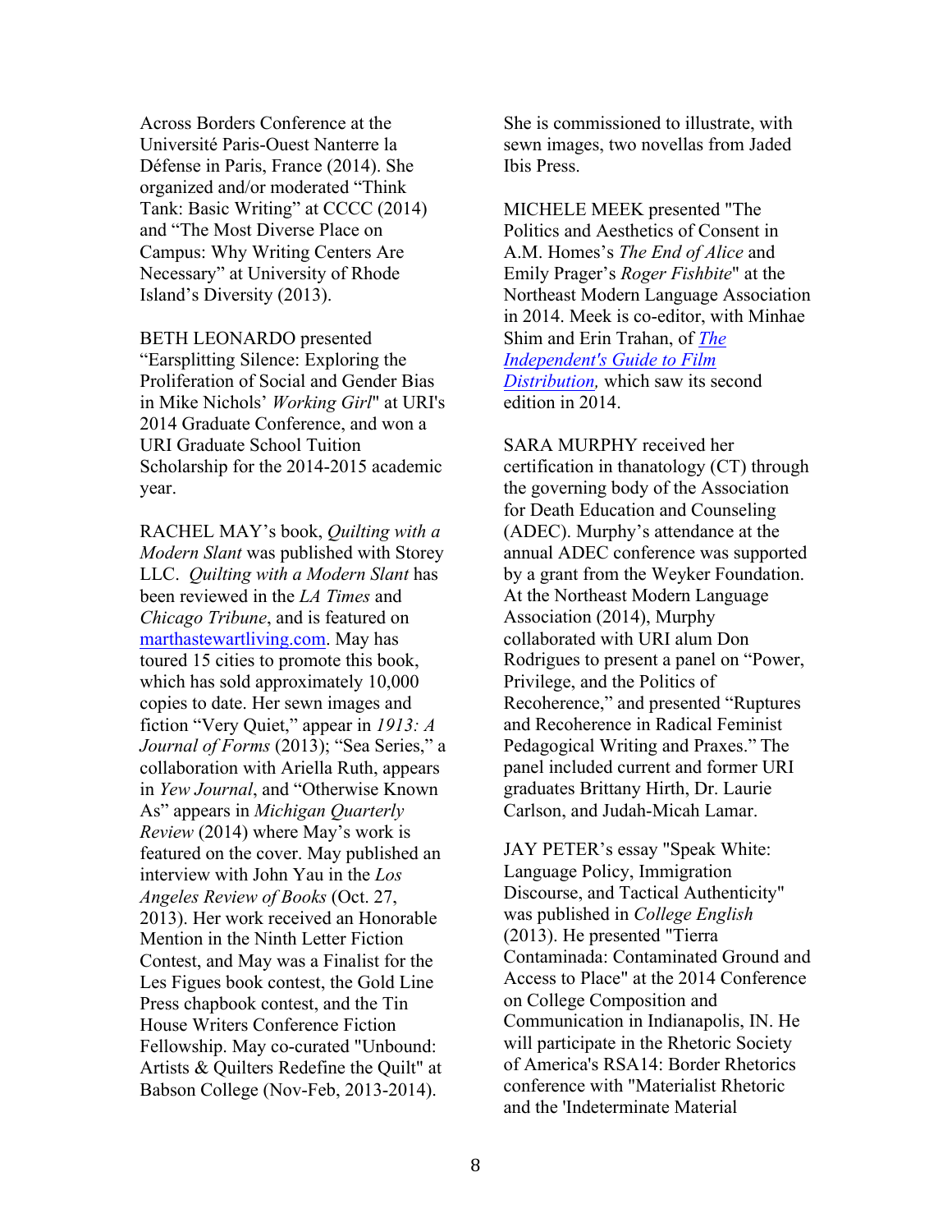Across Borders Conference at the Université Paris-Ouest Nanterre la Défense in Paris, France (2014). She organized and/or moderated "Think Tank: Basic Writing" at CCCC (2014) and "The Most Diverse Place on Campus: Why Writing Centers Are Necessary" at University of Rhode Island's Diversity (2013).

BETH LEONARDO presented "Earsplitting Silence: Exploring the Proliferation of Social and Gender Bias in Mike Nichols' *Working Girl*" at URI's 2014 Graduate Conference, and won a URI Graduate School Tuition Scholarship for the 2014-2015 academic year.

RACHEL MAY's book, *Quilting with a Modern Slant* was published with Storey LLC. *Quilting with a Modern Slant* has been reviewed in the *LA Times* and *Chicago Tribune*, and is featured on marthastewartliving.com. May has toured 15 cities to promote this book, which has sold approximately 10,000 copies to date. Her sewn images and fiction "Very Quiet," appear in *1913: A Journal of Forms* (2013); "Sea Series," a collaboration with Ariella Ruth, appears in *Yew Journal*, and "Otherwise Known As" appears in *Michigan Quarterly Review* (2014) where May's work is featured on the cover. May published an interview with John Yau in the *Los Angeles Review of Books* (Oct. 27, 2013). Her work received an Honorable Mention in the Ninth Letter Fiction Contest, and May was a Finalist for the Les Figues book contest, the Gold Line Press chapbook contest, and the Tin House Writers Conference Fiction Fellowship. May co-curated "Unbound: Artists & Quilters Redefine the Quilt" at Babson College (Nov-Feb, 2013-2014). She is commissioned to illustrate, with sewn images, two novellas from Jaded Ibis Press.

MICHELE MEEK presented "The Politics and Aesthetics of Consent in A.M. Homes's *The End of Alice* and Emily Prager's *Roger Fishbite*" at the Northeast Modern Language Association in 2014. Meek is co-editor, with Minhae Shim and Erin Trahan, of *The Independent's Guide to Film Distribution*, which saw its second edition in 2014.

SARA MURPHY received her certification in thanatology (CT) through the governing body of the Association for Death Education and Counseling (ADEC). Murphy's attendance at the annual ADEC conference was supported by a grant from the Weyker Foundation. At the Northeast Modern Language Association (2014), Murphy collaborated with URI alum Don Rodrigues to present a panel on "Power, Privilege, and the Politics of Recoherence," and presented "Ruptures and Recoherence in Radical Feminist Pedagogical Writing and Praxes." The panel included current and former URI graduates Brittany Hirth, Dr. Laurie Carlson, and Judah-Micah Lamar.

JAY PETER's essay "Speak White: Language Policy, Immigration Discourse, and Tactical Authenticity" was published in *College English* (2013). He presented "Tierra Contaminada: Contaminated Ground and Access to Place" at the 2014 Conference on College Composition and Communication in Indianapolis, IN. He will participate in the Rhetoric Society of America's RSA14: Border Rhetorics conference with "Materialist Rhetoric and the 'Indeterminate Material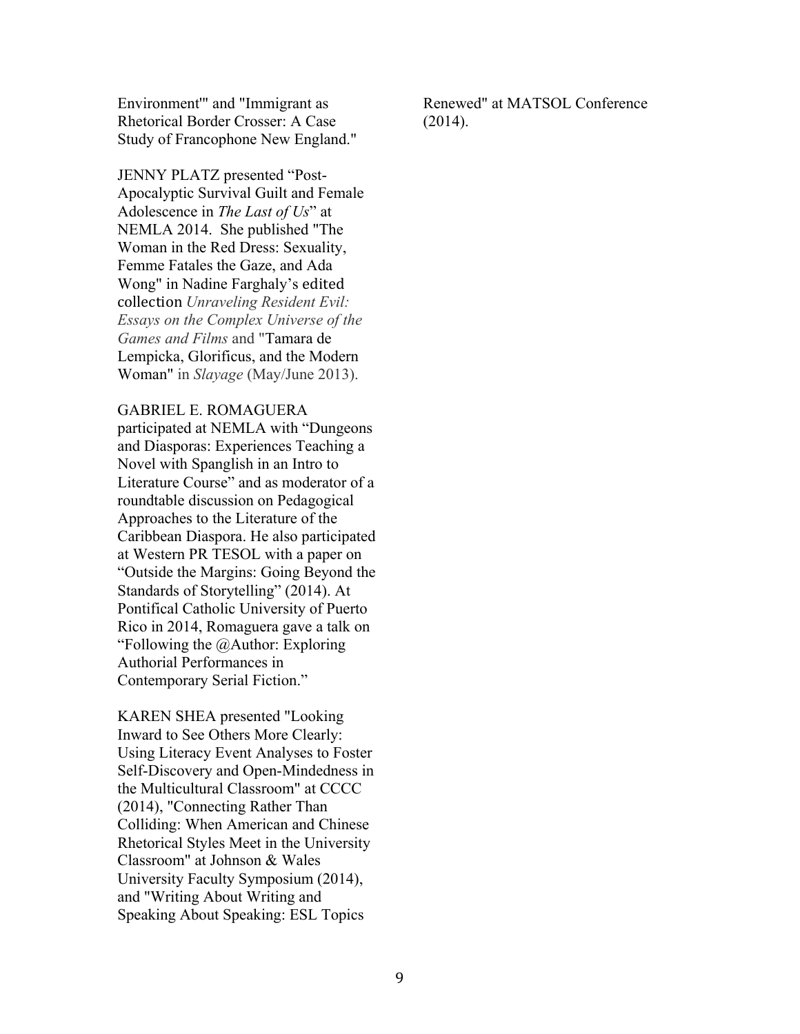Environment'" and "Immigrant as Rhetorical Border Crosser: A Case Study of Francophone New England."

JENNY PLATZ presented "Post-Apocalyptic Survival Guilt and Female Adolescence in *The Last of Us*" at NEMLA 2014. She published "The Woman in the Red Dress: Sexuality, Femme Fatales the Gaze, and Ada Wong" in Nadine Farghaly's edited collection *Unraveling Resident Evil: Essays on the Complex Universe of the Games and Films* and "Tamara de Lempicka, Glorificus, and the Modern Woman" in *Slayage* (May/June 2013).

GABRIEL E. ROMAGUERA participated at NEMLA with "Dungeons and Diasporas: Experiences Teaching a Novel with Spanglish in an Intro to Literature Course" and as moderator of a roundtable discussion on Pedagogical Approaches to the Literature of the Caribbean Diaspora. He also participated at Western PR TESOL with a paper on "Outside the Margins: Going Beyond the Standards of Storytelling" (2014). At Pontifical Catholic University of Puerto Rico in 2014, Romaguera gave a talk on "Following the @Author: Exploring Authorial Performances in Contemporary Serial Fiction."

KAREN SHEA presented "Looking Inward to See Others More Clearly: Using Literacy Event Analyses to Foster Self-Discovery and Open-Mindedness in the Multicultural Classroom" at CCCC (2014), "Connecting Rather Than Colliding: When American and Chinese Rhetorical Styles Meet in the University Classroom" at Johnson & Wales University Faculty Symposium (2014), and "Writing About Writing and Speaking About Speaking: ESL Topics Renewed" at MATSOL Conference (2014).